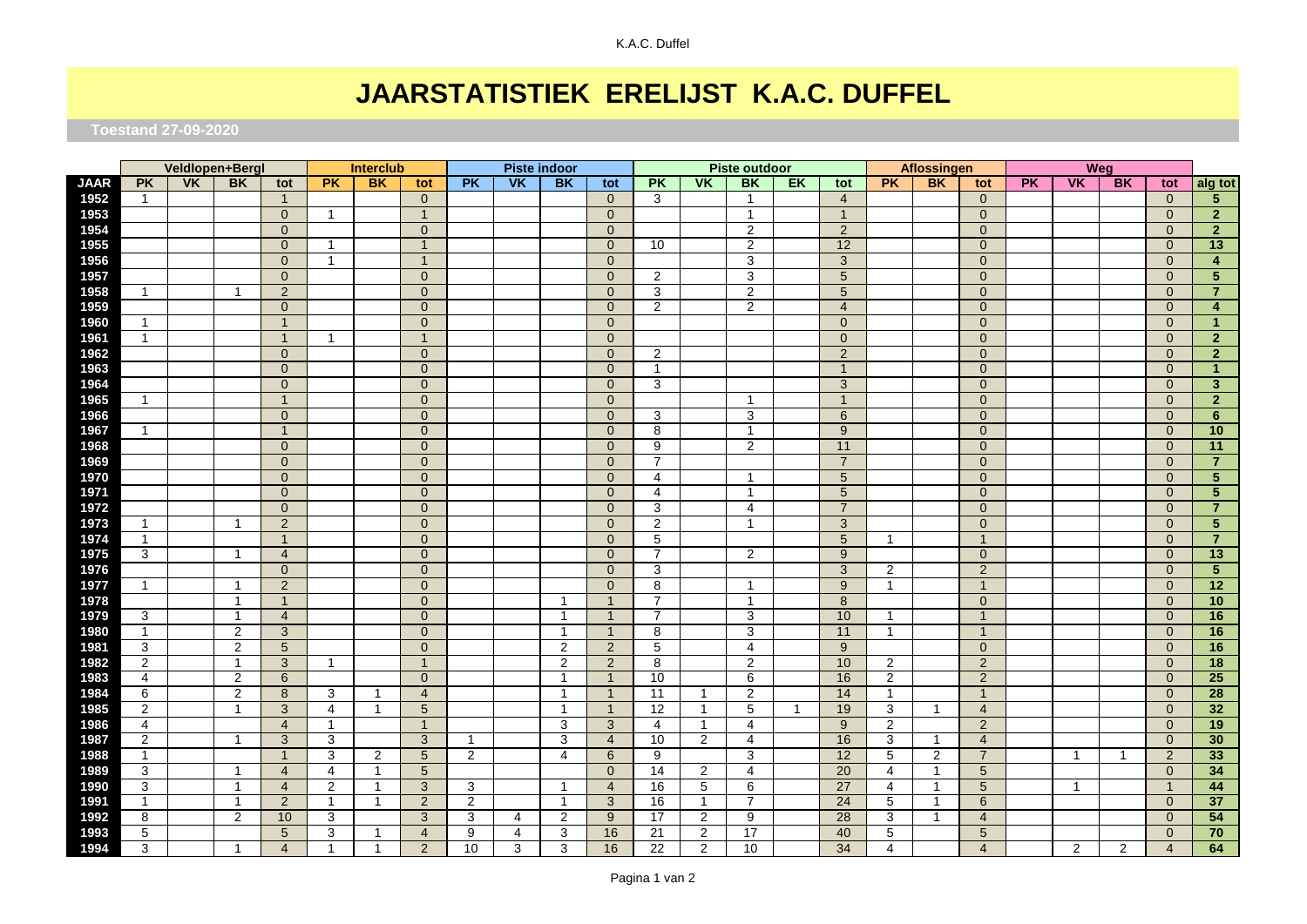# JAARSTATISTIEK ERELIJST K.A.C. DUFFEL

**Toestand 27-09-2020**

| | Veldlopen+Bergl | | | | Interclub | | | Piste indoor | | | | Piste outdoor | | | | | Aflossingen | | | Weg | | | | |
|---|---|---|---|---|---|---|---|---|---|---|---|---|---|---|---|---|---|---|---|---|---|---|---|---|
| **JAAR** | **PK** | **VK** | **BK** | **tot** | **PK** | **BK** | **tot** | **PK** | **VK** | **BK** | **tot** | **PK** | **VK** | **BK** | **EK** | **tot** | **PK** | **BK** | **tot** | **PK** | **VK** | **BK** | **tot** | **alg tot** |
| **1952** | 1 | | | 1 | | | 0 | | | | 0 | 3 | | 1 | | 4 | | | 0 | | | | 0 | **5** |
| **1953** | | | | 0 | 1 | | 1 | | | | 0 | | | 1 | | 1 | | | 0 | | | | 0 | **2** |
| **1954** | | | | 0 | | | 0 | | | | 0 | | | 2 | | 2 | | | 0 | | | | 0 | **2** |
| **1955** | | | | 0 | 1 | | 1 | | | | 0 | 10 | | 2 | | 12 | | | 0 | | | | 0 | **13** |
| **1956** | | | | 0 | 1 | | 1 | | | | 0 | | | 3 | | 3 | | | 0 | | | | 0 | **4** |
| **1957** | | | | 0 | | | 0 | | | | 0 | 2 | | 3 | | 5 | | | 0 | | | | 0 | **5** |
| **1958** | 1 | | 1 | 2 | | | 0 | | | | 0 | 3 | | 2 | | 5 | | | 0 | | | | 0 | **7** |
| **1959** | | | | 0 | | | 0 | | | | 0 | 2 | | 2 | | 4 | | | 0 | | | | 0 | **4** |
| **1960** | 1 | | | 1 | | | 0 | | | | 0 | | | | | 0 | | | 0 | | | | 0 | **1** |
| **1961** | 1 | | | 1 | 1 | | 1 | | | | 0 | | | | | 0 | | | 0 | | | | 0 | **2** |
| **1962** | | | | 0 | | | 0 | | | | 0 | 2 | | | | 2 | | | 0 | | | | 0 | **2** |
| **1963** | | | | 0 | | | 0 | | | | 0 | 1 | | | | 1 | | | 0 | | | | 0 | **1** |
| **1964** | | | | 0 | | | 0 | | | | 0 | 3 | | | | 3 | | | 0 | | | | 0 | **3** |
| **1965** | 1 | | | 1 | | | 0 | | | | 0 | | | 1 | | 1 | | | 0 | | | | 0 | **2** |
| **1966** | | | | 0 | | | 0 | | | | 0 | 3 | | 3 | | 6 | | | 0 | | | | 0 | **6** |
| **1967** | 1 | | | 1 | | | 0 | | | | 0 | 8 | | 1 | | 9 | | | 0 | | | | 0 | **10** |
| **1968** | | | | 0 | | | 0 | | | | 0 | 9 | | 2 | | 11 | | | 0 | | | | 0 | **11** |
| **1969** | | | | 0 | | | 0 | | | | 0 | 7 | | | | 7 | | | 0 | | | | 0 | **7** |
| **1970** | | | | 0 | | | 0 | | | | 0 | 4 | | 1 | | 5 | | | 0 | | | | 0 | **5** |
| **1971** | | | | 0 | | | 0 | | | | 0 | 4 | | 1 | | 5 | | | 0 | | | | 0 | **5** |
| **1972** | | | | 0 | | | 0 | | | | 0 | 3 | | 4 | | 7 | | | 0 | | | | 0 | **7** |
| **1973** | 1 | | 1 | 2 | | | 0 | | | | 0 | 2 | | 1 | | 3 | | | 0 | | | | 0 | **5** |
| **1974** | 1 | | | 1 | | | 0 | | | | 0 | 5 | | | | 5 | 1 | | 1 | | | | 0 | **7** |
| **1975** | 3 | | 1 | 4 | | | 0 | | | | 0 | 7 | | 2 | | 9 | | | 0 | | | | 0 | **13** |
| **1976** | | | | 0 | | | 0 | | | | 0 | 3 | | | | 3 | 2 | | 2 | | | | 0 | **5** |
| **1977** | 1 | | 1 | 2 | | | 0 | | | | 0 | 8 | | 1 | | 9 | 1 | | 1 | | | | 0 | **12** |
| **1978** | | | 1 | 1 | | | 0 | | | 1 | 1 | 7 | | 1 | | 8 | | | 0 | | | | 0 | **10** |
| **1979** | 3 | | 1 | 4 | | | 0 | | | 1 | 1 | 7 | | 3 | | 10 | 1 | | 1 | | | | 0 | **16** |
| **1980** | 1 | | 2 | 3 | | | 0 | | | 1 | 1 | 8 | | 3 | | 11 | 1 | | 1 | | | | 0 | **16** |
| **1981** | 3 | | 2 | 5 | | | 0 | | | 2 | 2 | 5 | | 4 | | 9 | | | 0 | | | | 0 | **16** |
| **1982** | 2 | | 1 | 3 | 1 | | 1 | | | 2 | 2 | 8 | | 2 | | 10 | 2 | | 2 | | | | 0 | **18** |
| **1983** | 4 | | 2 | 6 | | | 0 | | | 1 | 1 | 10 | | 6 | | 16 | 2 | | 2 | | | | 0 | **25** |
| **1984** | 6 | | 2 | 8 | 3 | 1 | 4 | | | 1 | 1 | 11 | 1 | 2 | | 14 | 1 | | 1 | | | | 0 | **28** |
| **1985** | 2 | | 1 | 3 | 4 | 1 | 5 | | | 1 | 1 | 12 | 1 | 5 | 1 | 19 | 3 | 1 | 4 | | | | 0 | **32** |
| **1986** | 4 | | | 4 | 1 | | 1 | | | 3 | 3 | 4 | 1 | 4 | | 9 | 2 | | 2 | | | | 0 | **19** |
| **1987** | 2 | | 1 | 3 | 3 | | 3 | 1 | | 3 | 4 | 10 | 2 | 4 | | 16 | 3 | 1 | 4 | | | | 0 | **30** |
| **1988** | 1 | | | 1 | 3 | 2 | 5 | 2 | | 4 | 6 | 9 | | 3 | | 12 | 5 | 2 | 7 | | 1 | 1 | 2 | **33** |
| **1989** | 3 | | 1 | 4 | 4 | 1 | 5 | | | | 0 | 14 | 2 | 4 | | 20 | 4 | 1 | 5 | | | | 0 | **34** |
| **1990** | 3 | | 1 | 4 | 2 | 1 | 3 | 3 | | 1 | 4 | 16 | 5 | 6 | | 27 | 4 | 1 | 5 | | 1 | | 1 | **44** |
| **1991** | 1 | | 1 | 2 | 1 | 1 | 2 | 2 | | 1 | 3 | 16 | 1 | 7 | | 24 | 5 | 1 | 6 | | | | 0 | **37** |
| **1992** | 8 | | 2 | 10 | 3 | | 3 | 3 | 4 | 2 | 9 | 17 | 2 | 9 | | 28 | 3 | 1 | 4 | | | | 0 | **54** |
| **1993** | 5 | | | 5 | 3 | 1 | 4 | 9 | 4 | 3 | 16 | 21 | 2 | 17 | | 40 | 5 | | 5 | | | | 0 | **70** |
| **1994** | 3 | | 1 | 4 | 1 | 1 | 2 | 10 | 3 | 3 | 16 | 22 | 2 | 10 | | 34 | 4 | | 4 | | 2 | 2 | 4 | **64** |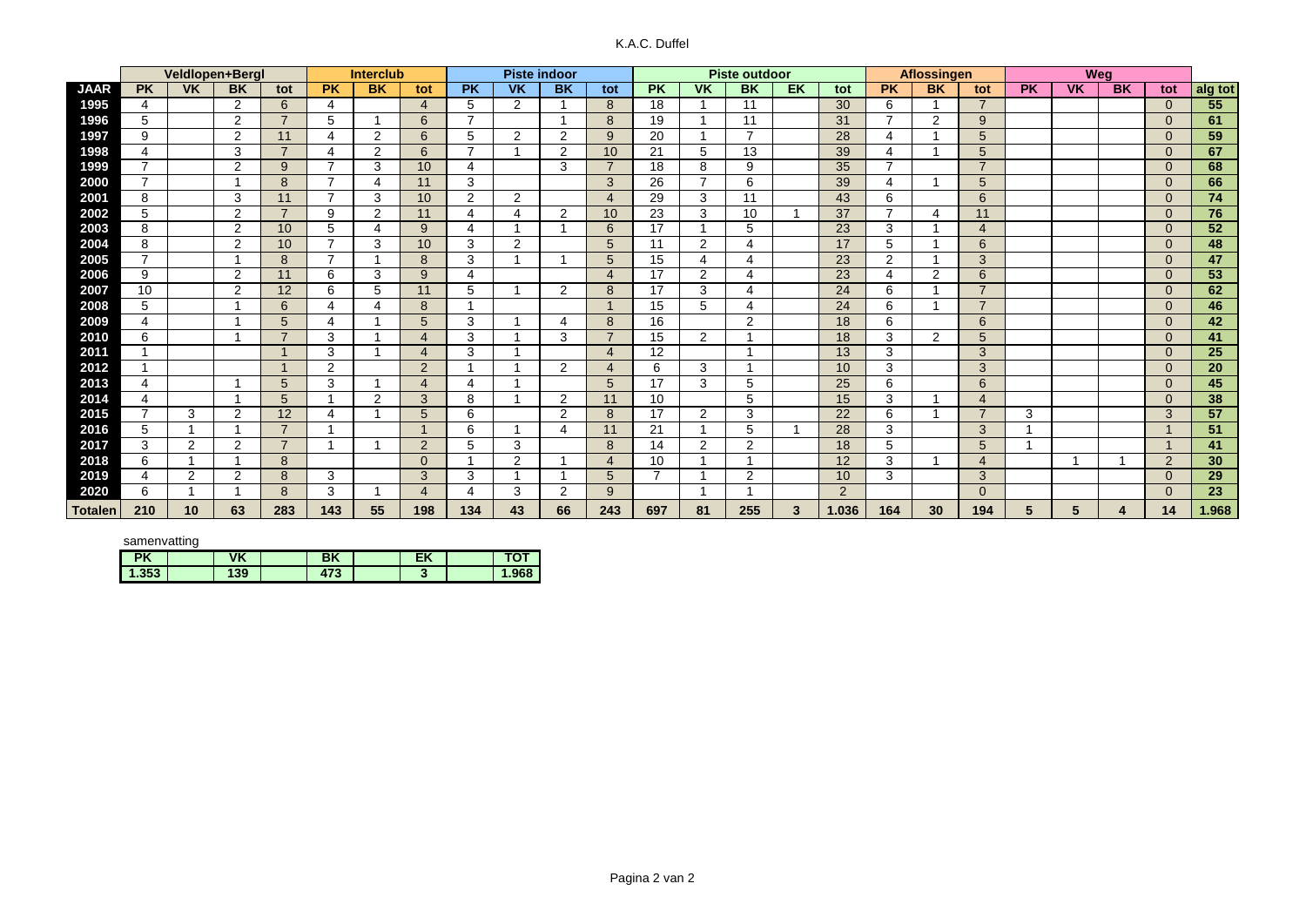K.A.C. Duffel

| | Veldlopen+Bergl | | | | Interclub | | | Piste indoor | | | | Piste outdoor | | | | | Aflossingen | | | Weg | | | | |
|---|---|---|---|---|---|---|---|---|---|---|---|---|---|---|---|---|---|---|---|---|---|---|---|---|
| JAAR | PK | VK | BK | tot | PK | BK | tot | PK | VK | BK | tot | PK | VK | BK | EK | tot | PK | BK | tot | PK | VK | BK | tot | alg tot |
| 1995 | 4 | | 2 | 6 | 4 | | 4 | 5 | 2 | 1 | 8 | 18 | 1 | 11 | | 30 | 6 | 1 | 7 | | | | 0 | 55 |
| 1996 | 5 | | 2 | 7 | 5 | 1 | 6 | 7 | | 1 | 8 | 19 | 1 | 11 | | 31 | 7 | 2 | 9 | | | | 0 | 61 |
| 1997 | 9 | | 2 | 11 | 4 | 2 | 6 | 5 | 2 | 2 | 9 | 20 | 1 | 7 | | 28 | 4 | 1 | 5 | | | | 0 | 59 |
| 1998 | 4 | | 3 | 7 | 4 | 2 | 6 | 7 | 1 | 2 | 10 | 21 | 5 | 13 | | 39 | 4 | 1 | 5 | | | | 0 | 67 |
| 1999 | 7 | | 2 | 9 | 7 | 3 | 10 | 4 | | 3 | 7 | 18 | 8 | 9 | | 35 | 7 | | 7 | | | | 0 | 68 |
| 2000 | 7 | | 1 | 8 | 7 | 4 | 11 | 3 | | | 3 | 26 | 7 | 6 | | 39 | 4 | 1 | 5 | | | | 0 | 66 |
| 2001 | 8 | | 3 | 11 | 7 | 3 | 10 | 2 | 2 | | 4 | 29 | 3 | 11 | | 43 | 6 | | 6 | | | | 0 | 74 |
| 2002 | 5 | | 2 | 7 | 9 | 2 | 11 | 4 | 4 | 2 | 10 | 23 | 3 | 10 | 1 | 37 | 7 | 4 | 11 | | | | 0 | 76 |
| 2003 | 8 | | 2 | 10 | 5 | 4 | 9 | 4 | 1 | 1 | 6 | 17 | 1 | 5 | | 23 | 3 | 1 | 4 | | | | 0 | 52 |
| 2004 | 8 | | 2 | 10 | 7 | 3 | 10 | 3 | 2 | | 5 | 11 | 2 | 4 | | 17 | 5 | 1 | 6 | | | | 0 | 48 |
| 2005 | 7 | | 1 | 8 | 7 | 1 | 8 | 3 | 1 | 1 | 5 | 15 | 4 | 4 | | 23 | 2 | 1 | 3 | | | | 0 | 47 |
| 2006 | 9 | | 2 | 11 | 6 | 3 | 9 | 4 | | | 4 | 17 | 2 | 4 | | 23 | 4 | 2 | 6 | | | | 0 | 53 |
| 2007 | 10 | | 2 | 12 | 6 | 5 | 11 | 5 | 1 | 2 | 8 | 17 | 3 | 4 | | 24 | 6 | 1 | 7 | | | | 0 | 62 |
| 2008 | 5 | | 1 | 6 | 4 | 4 | 8 | 1 | | | 1 | 15 | 5 | 4 | | 24 | 6 | 1 | 7 | | | | 0 | 46 |
| 2009 | 4 | | 1 | 5 | 4 | 1 | 5 | 3 | 1 | 4 | 8 | 16 | | 2 | | 18 | 6 | | 6 | | | | 0 | 42 |
| 2010 | 6 | | 1 | 7 | 3 | 1 | 4 | 3 | 1 | 3 | 7 | 15 | 2 | 1 | | 18 | 3 | 2 | 5 | | | | 0 | 41 |
| 2011 | 1 | | | 1 | 3 | 1 | 4 | 3 | 1 | | 4 | 12 | | 1 | | 13 | 3 | | 3 | | | | 0 | 25 |
| 2012 | 1 | | | 1 | 2 | | 2 | 1 | 1 | 2 | 4 | 6 | 3 | 1 | | 10 | 3 | | 3 | | | | 0 | 20 |
| 2013 | 4 | | 1 | 5 | 3 | 1 | 4 | 4 | 1 | | 5 | 17 | 3 | 5 | | 25 | 6 | | 6 | | | | 0 | 45 |
| 2014 | 4 | | 1 | 5 | 1 | 2 | 3 | 8 | 1 | 2 | 11 | 10 | | 5 | | 15 | 3 | 1 | 4 | | | | 0 | 38 |
| 2015 | 7 | 3 | 2 | 12 | 4 | 1 | 5 | 6 | | 2 | 8 | 17 | 2 | 3 | | 22 | 6 | 1 | 7 | 3 | | | 3 | 57 |
| 2016 | 5 | 1 | 1 | 7 | 1 | | 1 | 6 | 1 | 4 | 11 | 21 | 1 | 5 | 1 | 28 | 3 | | 3 | 1 | | | 1 | 51 |
| 2017 | 3 | 2 | 2 | 7 | 1 | 1 | 2 | 5 | 3 | | 8 | 14 | 2 | 2 | | 18 | 5 | | 5 | 1 | | | 1 | 41 |
| 2018 | 6 | 1 | 1 | 8 | | | 0 | 1 | 2 | 1 | 4 | 10 | 1 | 1 | | 12 | 3 | 1 | 4 | | 1 | 1 | 2 | 30 |
| 2019 | 4 | 2 | 2 | 8 | 3 | | 3 | 3 | 1 | 1 | 5 | 7 | 1 | 2 | | 10 | 3 | | 3 | | | | 0 | 29 |
| 2020 | 6 | 1 | 1 | 8 | 3 | 1 | 4 | 4 | 3 | 2 | 9 | | 1 | 1 | | 2 | | | 0 | | | | 0 | 23 |
| Totalen | 210 | 10 | 63 | 283 | 143 | 55 | 198 | 134 | 43 | 66 | 243 | 697 | 81 | 255 | 3 | 1.036 | 164 | 30 | 194 | 5 | 5 | 4 | 14 | 1.968 |

samenvatting

| PK | VK | BK | EK | TOT |
|---|---|---|---|---|
| 1.353 | 139 | 473 | 3 | 1.968 |